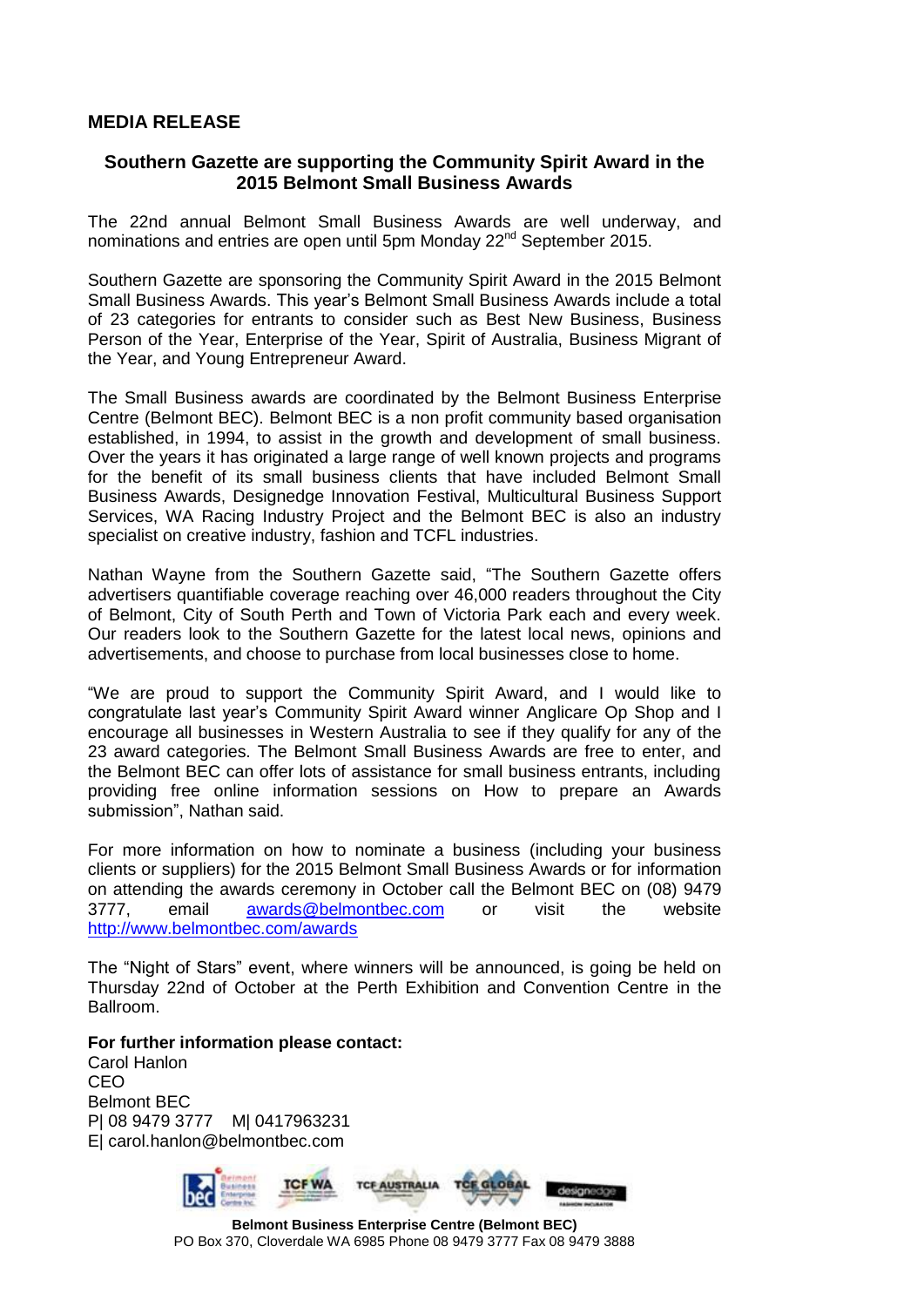## MEDIA RELEASE

### Southern Gazette are supporting the Community Spirit Award in the 2015 Belmont Small Business Awards

The 22nd annual Belmont Small Business Awards are well underway, and nominations and entries are open until 5pm Monday 22nd September 2015.

Southern Gazette are sponsoring the Community Spirit Award in the 2015 Belmont Small Business Awards. This year's Belmont Small Business Awards include a total of 23 categories for entrants to consider such as Best New Business, Business Person of the Year, Enterprise of the Year, Spirit of Australia, Business Migrant of the Year, and Young Entrepreneur Award.

The Small Business awards are coordinated by the Belmont Business Enterprise Centre (Belmont BEC). Belmont BEC is a non profit community based organisation established, in 1994, to assist in the growth and development of small business. Over the years it has originated a large range of well known projects and programs for the benefit of its small business clients that have included Belmont Small Business Awards, Designedge Innovation Festival, Multicultural Business Support Services, WA Racing Industry Project and the Belmont BEC is also an industry specialist on creative industry, fashion and TCFL industries.

Nathan Wayne from the Southern Gazette said, "The Southern Gazette offers advertisers quantifiable coverage reaching over 46,000 readers throughout the City of Belmont, City of South Perth and Town of Victoria Park each and every week. Our readers look to the Southern Gazette for the latest local news, opinions and advertisements, and choose to purchase from local businesses close to home.

"We are proud to support the Community Spirit Award, and I would like to congratulate last year's Community Spirit Award winner Anglicare Op Shop and I encourage all businesses in Western Australia to see if they qualify for any of the 23 award categories. The Belmont Small Business Awards are free to enter, and the Belmont BEC can offer lots of assistance for small business entrants, including providing free online information sessions on How to prepare an Awards submission", Nathan said.

For more information on how to nominate a business (including your business clients or suppliers) for the 2015 Belmont Small Business Awards or for information on attending the awards ceremony in October call the Belmont BEC on (08) 9479 3777, email awards@belmontbec.com or visit the website http://www.belmontbec.com/awards

The "Night of Stars" event, where winners will be announced, is going be held on Thursday 22nd of October at the Perth Exhibition and Convention Centre in the Ballroom.

**For further information please contact:**
Carol Hanlon
CEO
Belmont BEC
P| 08 9479 3777 M| 0417963231
E| carol.hanlon@belmontbec.com

**Belmont Business Enterprise Centre (Belmont BEC)**
PO Box 370, Cloverdale WA 6985 Phone 08 9479 3777 Fax 08 9479 3888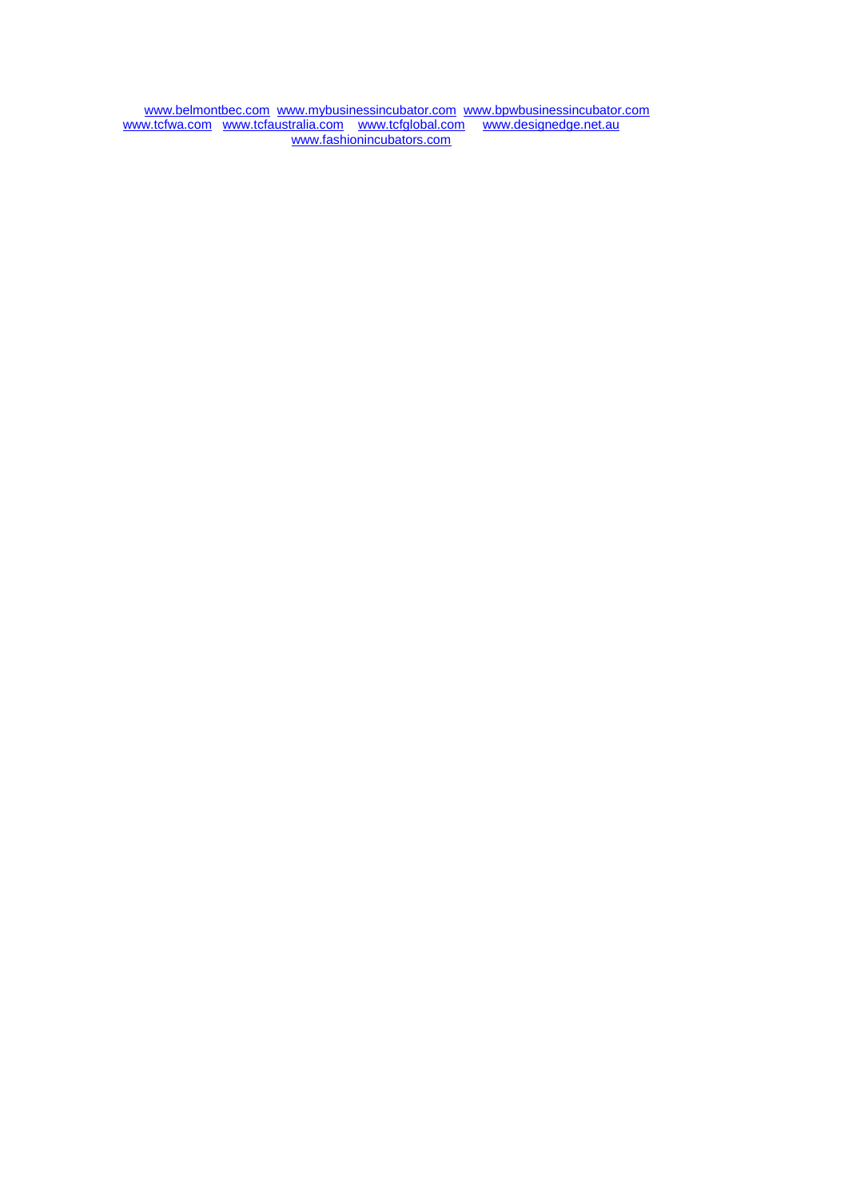www.belmontbec.com www.mybusinessincubator.com www.bpwbusinessincubator.com
www.tcfwa.com www.tcfaustralia.com www.tcfglobal.com www.designedge.net.au
www.fashionincubators.com